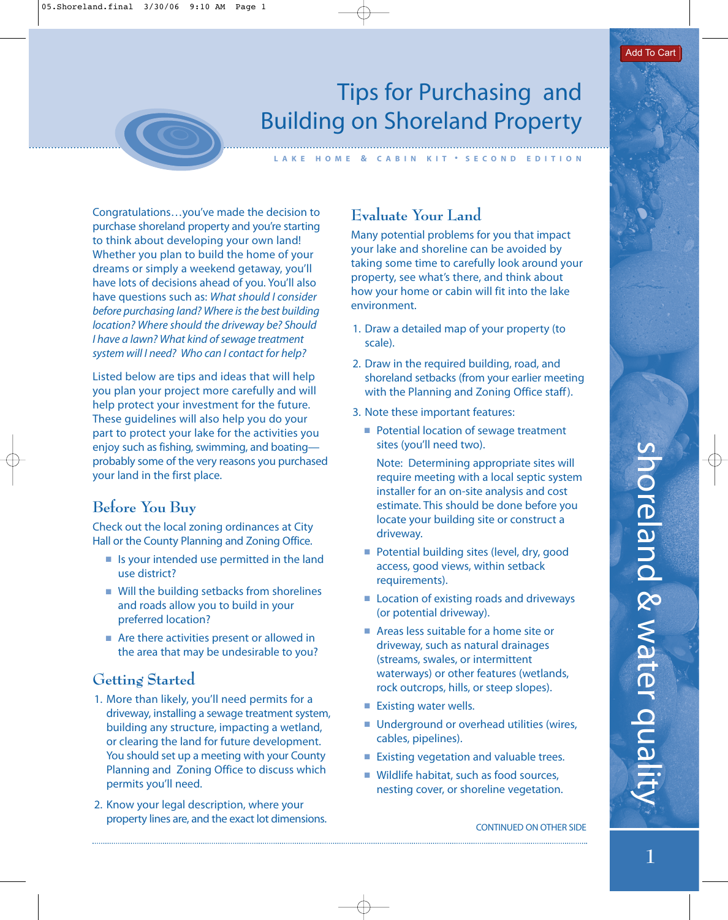# Tips for Purchasing and Building on Shoreland Property

LAKE HOME & CABIN KIT • SECOND EDITION

Congratulations…you've made the decision to purchase shoreland property and you're starting to think about developing your own land! Whether you plan to build the home of your dreams or simply a weekend getaway, you'll have lots of decisions ahead of you. You'll also have questions such as: *What should I consider before purchasing land? Where is the best building location? Where should the driveway be? Should I have a lawn? What kind of sewage treatment system will I need? Who can I contact for help?*

Listed below are tips and ideas that will help you plan your project more carefully and will help protect your investment for the future. These guidelines will also help you do your part to protect your lake for the activities you enjoy such as fishing, swimming, and boating—probably some of the very reasons you purchased your land in the first place.

## Before You Buy

Check out the local zoning ordinances at City Hall or the County Planning and Zoning Office.

- Is your intended use permitted in the land use district?
- Will the building setbacks from shorelines and roads allow you to build in your preferred location?
- Are there activities present or allowed in the area that may be undesirable to you?

## Getting Started

1. More than likely, you'll need permits for a driveway, installing a sewage treatment system, building any structure, impacting a wetland, or clearing the land for future development. You should set up a meeting with your County Planning and Zoning Office to discuss which permits you'll need.
2. Know your legal description, where your property lines are, and the exact lot dimensions.

## Evaluate Your Land

Many potential problems for you that impact your lake and shoreline can be avoided by taking some time to carefully look around your property, see what's there, and think about how your home or cabin will fit into the lake environment.

1. Draw a detailed map of your property (to scale).
2. Draw in the required building, road, and shoreland setbacks (from your earlier meeting with the Planning and Zoning Office staff).
3. Note these important features:
   - Potential location of sewage treatment sites (you'll need two).

     Note: Determining appropriate sites will require meeting with a local septic system installer for an on-site analysis and cost estimate. This should be done before you locate your building site or construct a driveway.
   - Potential building sites (level, dry, good access, good views, within setback requirements).
   - Location of existing roads and driveways (or potential driveway).
   - Areas less suitable for a home site or driveway, such as natural drainages (streams, swales, or intermittent waterways) or other features (wetlands, rock outcrops, hills, or steep slopes).
   - Existing water wells.
   - Underground or overhead utilities (wires, cables, pipelines).
   - Existing vegetation and valuable trees.
   - Wildlife habitat, such as food sources, nesting cover, or shoreline vegetation.

CONTINUED ON OTHER SIDE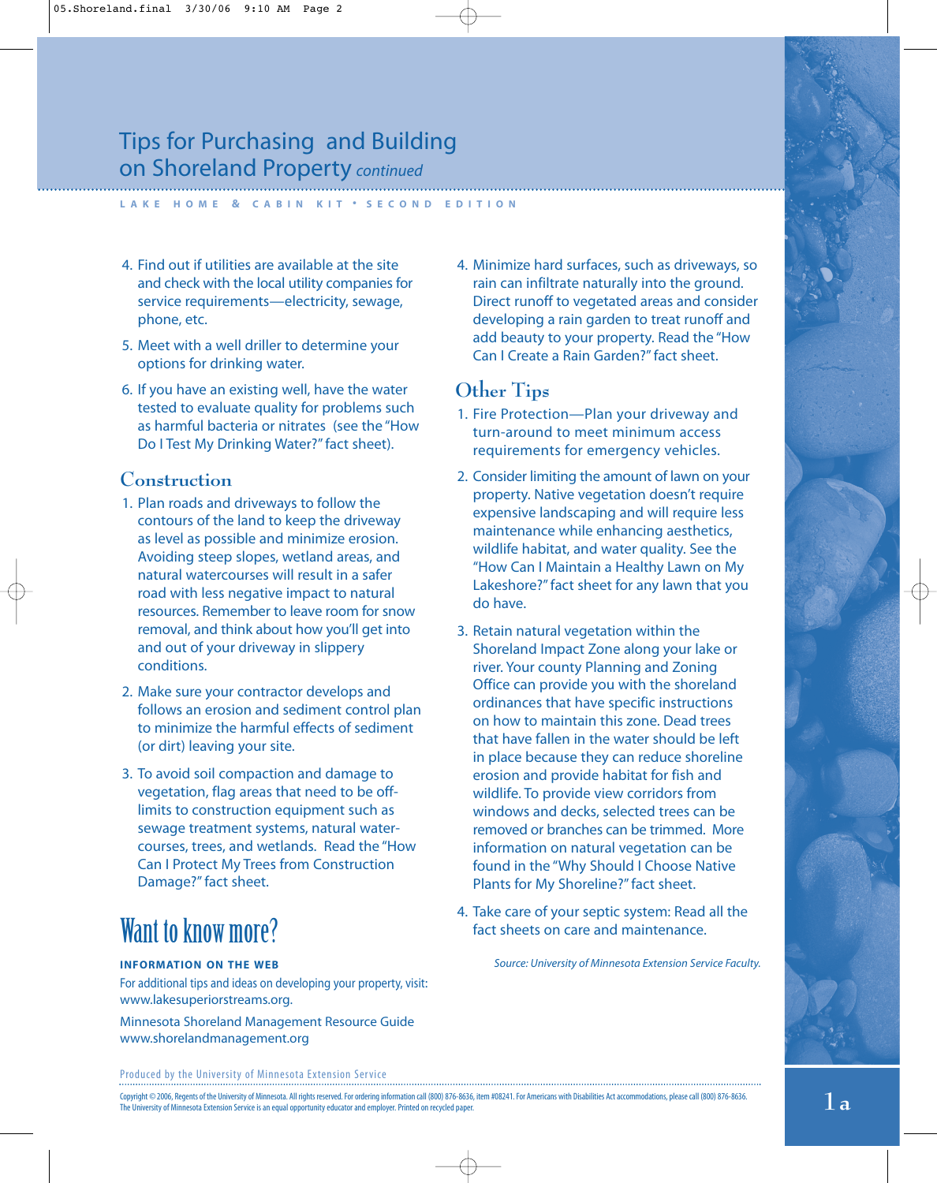# Tips for Purchasing and Building on Shoreland Property *continued*

LAKE HOME & CABIN KIT • SECOND EDITION

4. Find out if utilities are available at the site and check with the local utility companies for service requirements—electricity, sewage, phone, etc.
5. Meet with a well driller to determine your options for drinking water.
6. If you have an existing well, have the water tested to evaluate quality for problems such as harmful bacteria or nitrates (see the "How Do I Test My Drinking Water?" fact sheet).

## Construction

1. Plan roads and driveways to follow the contours of the land to keep the driveway as level as possible and minimize erosion. Avoiding steep slopes, wetland areas, and natural watercourses will result in a safer road with less negative impact to natural resources. Remember to leave room for snow removal, and think about how you'll get into and out of your driveway in slippery conditions.
2. Make sure your contractor develops and follows an erosion and sediment control plan to minimize the harmful effects of sediment (or dirt) leaving your site.
3. To avoid soil compaction and damage to vegetation, flag areas that need to be off-limits to construction equipment such as sewage treatment systems, natural water-courses, trees, and wetlands. Read the "How Can I Protect My Trees from Construction Damage?" fact sheet.
4. Minimize hard surfaces, such as driveways, so rain can infiltrate naturally into the ground. Direct runoff to vegetated areas and consider developing a rain garden to treat runoff and add beauty to your property. Read the "How Can I Create a Rain Garden?" fact sheet.

## Other Tips

1. Fire Protection—Plan your driveway and turn-around to meet minimum access requirements for emergency vehicles.
2. Consider limiting the amount of lawn on your property. Native vegetation doesn't require expensive landscaping and will require less maintenance while enhancing aesthetics, wildlife habitat, and water quality. See the "How Can I Maintain a Healthy Lawn on My Lakeshore?" fact sheet for any lawn that you do have.
3. Retain natural vegetation within the Shoreland Impact Zone along your lake or river. Your county Planning and Zoning Office can provide you with the shoreland ordinances that have specific instructions on how to maintain this zone. Dead trees that have fallen in the water should be left in place because they can reduce shoreline erosion and provide habitat for fish and wildlife. To provide view corridors from windows and decks, selected trees can be removed or branches can be trimmed. More information on natural vegetation can be found in the "Why Should I Choose Native Plants for My Shoreline?" fact sheet.
4. Take care of your septic system: Read all the fact sheets on care and maintenance.

*Source: University of Minnesota Extension Service Faculty.*

## Want to know more?

**INFORMATION ON THE WEB**

For additional tips and ideas on developing your property, visit: www.lakesuperiorstreams.org.

Minnesota Shoreland Management Resource Guide www.shorelandmanagement.org

Produced by the University of Minnesota Extension Service

Copyright © 2006, Regents of the University of Minnesota. All rights reserved. For ordering information call (800) 876-8636, item #08241. For Americans with Disabilities Act accommodations, please call (800) 876-8636. The University of Minnesota Extension Service is an equal opportunity educator and employer. Printed on recycled paper.